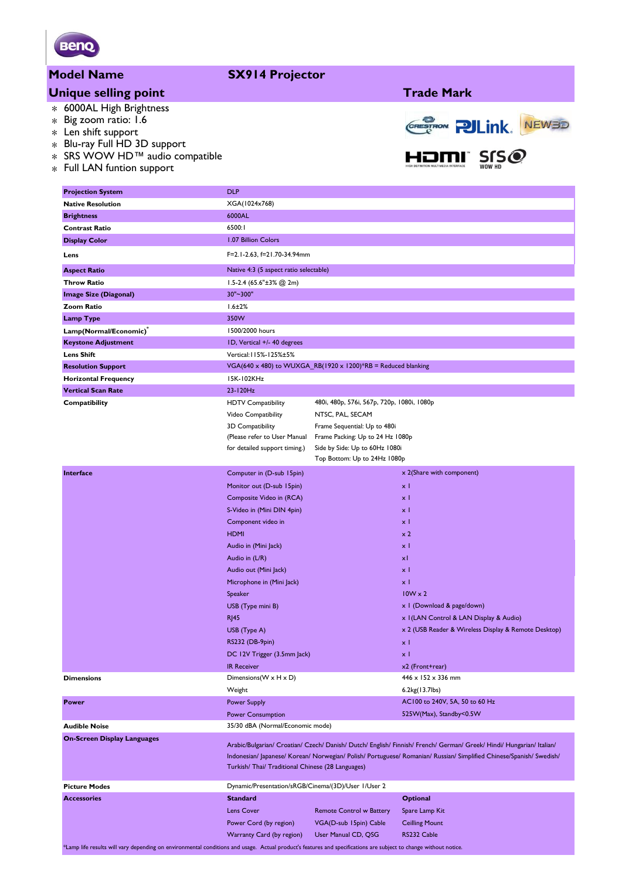## Model Name — SX914 Projector

## Unique selling point

- 6000AL High Brightness
- Big zoom ratio: 1.6
- Len shift support
- Blu-ray Full HD 3D support
- SRS WOW HD™ audio compatible
- Full LAN funtion support

## Trade Mark

| | | |
|---|---|---|
| **Projection System** | DLP | |
| **Native Resolution** | XGA(1024x768) | |
| **Brightness** | 6000AL | |
| **Contrast Ratio** | 6500:1 | |
| **Display Color** | 1.07 Billion Colors | |
| **Lens** | F=2.1-2.63, f=21.70-34.94mm | |
| **Aspect Ratio** | Native 4:3 (5 aspect ratio selectable) | |
| **Throw Ratio** | 1.5-2.4 (65.6"±3% @ 2m) | |
| **Image Size (Diagonal)** | 30"~300" | |
| **Zoom Ratio** | 1.6±2% | |
| **Lamp Type** | 350W | |
| **Lamp(Normal/Economic)*** | 1500/2000 hours | |
| **Keystone Adjustment** | 1D, Vertical +/- 40 degrees | |
| **Lens Shift** | Vertical:115%-125%±5% | |
| **Resolution Support** | VGA(640 x 480) to WUXGA_RB(1920 x 1200)*RB = Reduced blanking | |
| **Horizontal Frequency** | 15K-102KHz | |
| **Vertical Scan Rate** | 23-120Hz | |
| **Compatibility** | HDTV Compatibility | 480i, 480p, 576i, 567p, 720p, 1080i, 1080p |
| | Video Compatibility | NTSC, PAL, SECAM |
| | 3D Compatibility (Please refer to User Manual for detailed support timing.) | Frame Sequential: Up to 480i<br>Frame Packing: Up to 24 Hz 1080p<br>Side by Side: Up to 60Hz 1080i<br>Top Bottom: Up to 24Hz 1080p |
| **Interface** | Computer in (D-sub 15pin) | x 2(Share with component) |
| | Monitor out (D-sub 15pin) | x 1 |
| | Composite Video in (RCA) | x 1 |
| | S-Video in (Mini DIN 4pin) | x 1 |
| | Component video in | x 1 |
| | HDMI | x 2 |
| | Audio in (Mini Jack) | x 1 |
| | Audio in (L/R) | x1 |
| | Audio out (Mini Jack) | x 1 |
| | Microphone in (Mini Jack) | x 1 |
| | Speaker | 10W x 2 |
| | USB (Type mini B) | x 1 (Download & page/down) |
| | RJ45 | x 1(LAN Control & LAN Display & Audio) |
| | USB (Type A) | x 2 (USB Reader & Wireless Display & Remote Desktop) |
| | RS232 (DB-9pin) | x 1 |
| | DC 12V Trigger (3.5mm Jack) | x 1 |
| | IR Receiver | x2 (Front+rear) |
| **Dimensions** | Dimensions(W x H x D) | 446 x 152 x 336 mm |
| | Weight | 6.2kg(13.7lbs) |
| **Power** | Power Supply | AC100 to 240V, 5A, 50 to 60 Hz |
| | Power Consumption | 525W(Max), Standby<0.5W |
| **Audible Noise** | 35/30 dBA (Normal/Economic mode) | |
| **On-Screen Display Languages** | Arabic/Bulgarian/ Croatian/ Czech/ Danish/ Dutch/ English/ Finnish/ French/ German/ Greek/ Hindi/ Hungarian/ Italian/ Indonesian/ Japanese/ Korean/ Norwegian/ Polish/ Portuguese/ Romanian/ Russian/ Simplified Chinese/Spanish/ Swedish/ Turkish/ Thai/ Traditional Chinese (28 Languages) | |
| **Picture Modes** | Dynamic/Presentation/sRGB/Cinema/(3D)/User 1/User 2 | |

| **Accessories** | **Standard** | | **Optional** |
|---|---|---|---|
| | Lens Cover | Remote Control w Battery | Spare Lamp Kit |
| | Power Cord (by region) | VGA(D-sub 15pin) Cable | Ceilling Mount |
| | Warranty Card (by region) | User Manual CD, QSG | RS232 Cable |

*Lamp life results will vary depending on environmental conditions and usage. Actual product's features and specifications are subject to change without notice.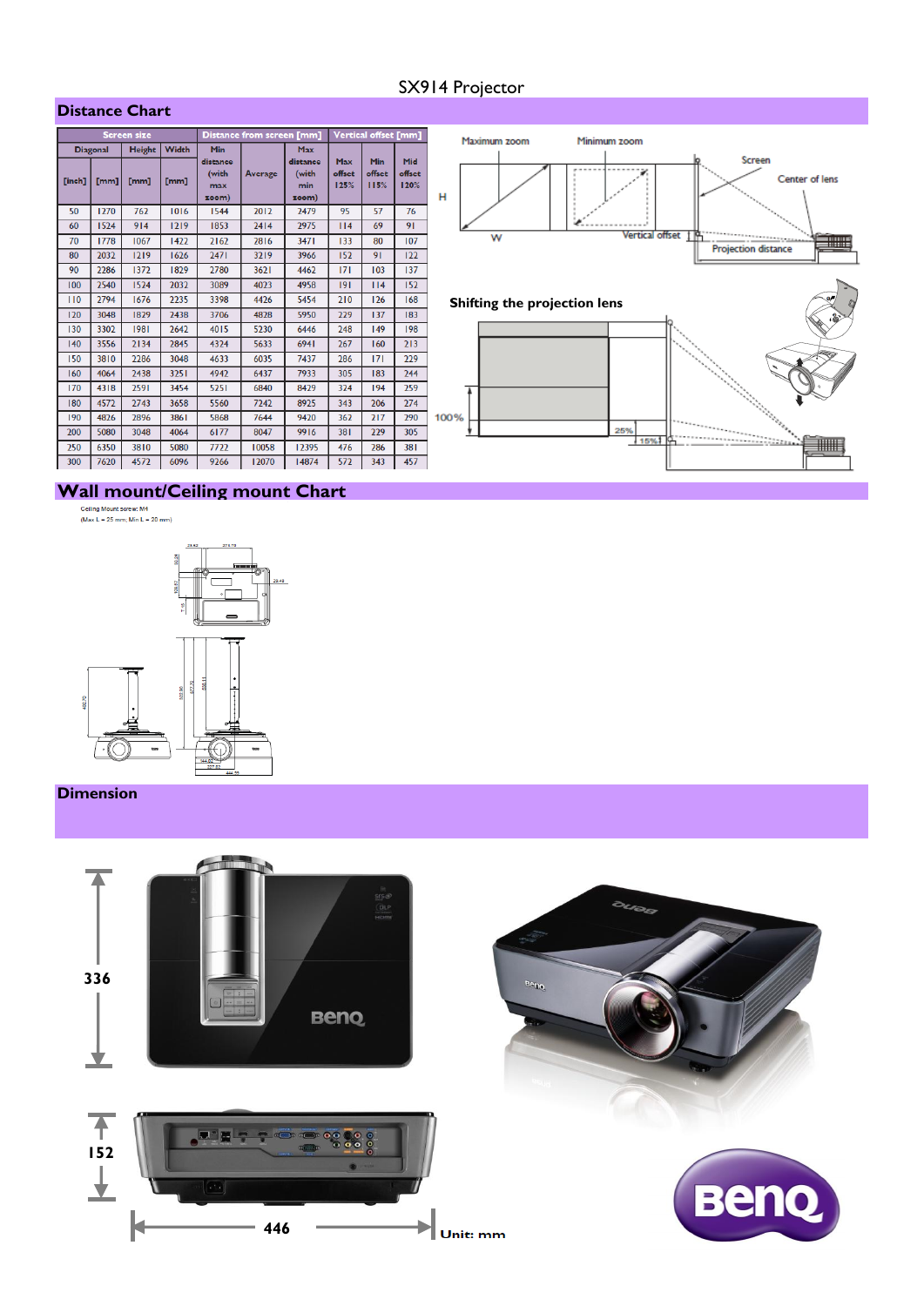SX914 Projector

## Distance Chart

| Screen size | | | | Distance from screen [mm] | | | Vertical offset [mm] | | |
|---|---|---|---|---|---|---|---|---|---|
| Diagonal | | Height | Width | Min distance (with max zoom) | Average | Max distance (with min zoom) | Max offset 125% | Min offset 115% | Mid offset 120% |
| [inch] | [mm] | [mm] | [mm] | | | | | | |
| 50 | 1270 | 762 | 1016 | 1544 | 2012 | 2479 | 95 | 57 | 76 |
| 60 | 1524 | 914 | 1219 | 1853 | 2414 | 2975 | 114 | 69 | 91 |
| 70 | 1778 | 1067 | 1422 | 2162 | 2816 | 3471 | 133 | 80 | 107 |
| 80 | 2032 | 1219 | 1626 | 2471 | 3219 | 3966 | 152 | 91 | 122 |
| 90 | 2286 | 1372 | 1829 | 2780 | 3621 | 4462 | 171 | 103 | 137 |
| 100 | 2540 | 1524 | 2032 | 3089 | 4023 | 4958 | 191 | 114 | 152 |
| 110 | 2794 | 1676 | 2235 | 3398 | 4426 | 5454 | 210 | 126 | 168 |
| 120 | 3048 | 1829 | 2438 | 3706 | 4828 | 5950 | 229 | 137 | 183 |
| 130 | 3302 | 1981 | 2642 | 4015 | 5230 | 6446 | 248 | 149 | 198 |
| 140 | 3556 | 2134 | 2845 | 4324 | 5633 | 6941 | 267 | 160 | 213 |
| 150 | 3810 | 2286 | 3048 | 4633 | 6035 | 7437 | 286 | 171 | 229 |
| 160 | 4064 | 2438 | 3251 | 4942 | 6437 | 7933 | 305 | 183 | 244 |
| 170 | 4318 | 2591 | 3454 | 5251 | 6840 | 8429 | 324 | 194 | 259 |
| 180 | 4572 | 2743 | 3658 | 5560 | 7242 | 8925 | 343 | 206 | 274 |
| 190 | 4826 | 2896 | 3861 | 5868 | 7644 | 9420 | 362 | 217 | 290 |
| 200 | 5080 | 3048 | 4064 | 6177 | 8047 | 9916 | 381 | 229 | 305 |
| 250 | 6350 | 3810 | 5080 | 7722 | 10058 | 12395 | 476 | 286 | 381 |
| 300 | 7620 | 4572 | 6096 | 9266 | 12070 | 14874 | 572 | 343 | 457 |

Maximum zoom
Minimum zoom
Screen
Center of lens
H
W
Vertical offset
Projection distance

**Shifting the projection lens**

100%
25%
15%

## Wall mount/Ceiling mount Chart

Ceiling Mount screw: M4
(Max L = 25 mm, Min L = 20 mm)

## Dimension

336
152
446
Unit: mm